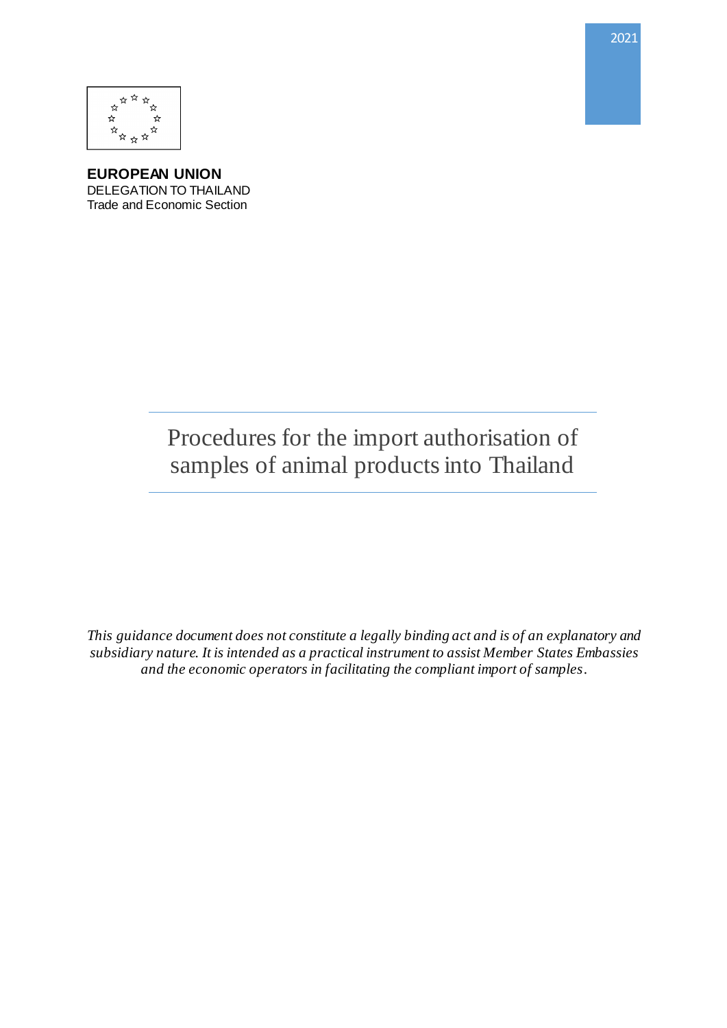2021

**EUROPEAN UNION**
DELEGATION TO THAILAND
Trade and Economic Section

# Procedures for the import authorisation of samples of animal products into Thailand

*This guidance document does not constitute a legally binding act and is of an explanatory and subsidiary nature. It is intended as a practical instrument to assist Member States Embassies and the economic operators in facilitating the compliant import of samples.*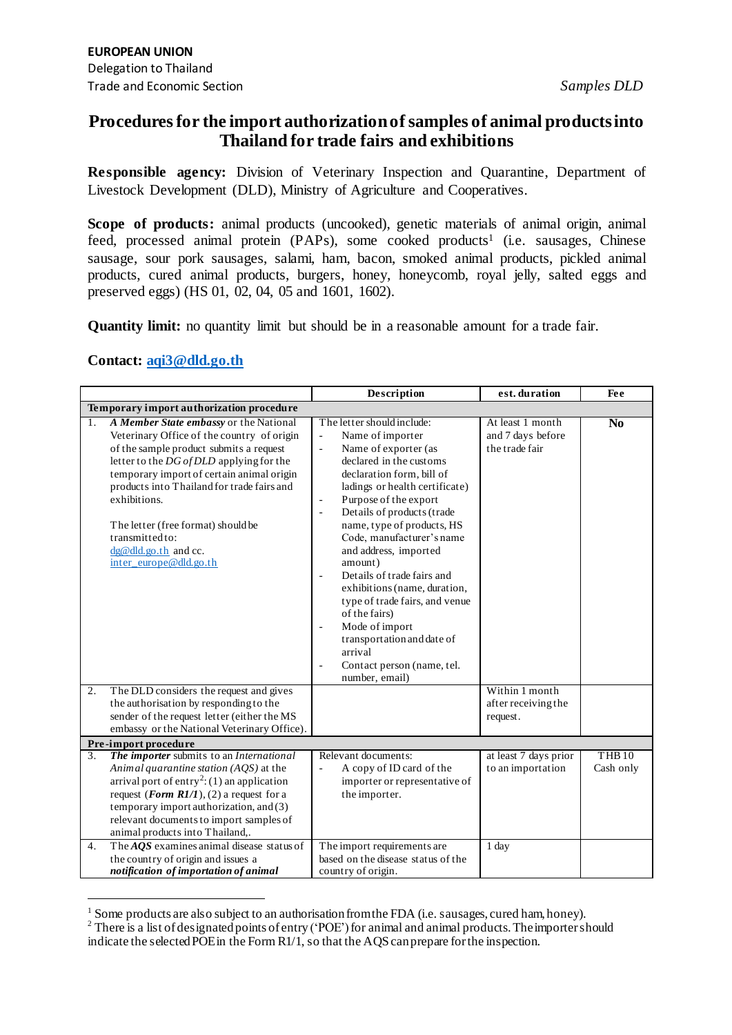**EUROPEAN UNION**
Delegation to Thailand
Trade and Economic Section

*Samples DLD*

# Procedures for the import authorization of samples of animal products into Thailand for trade fairs and exhibitions

**Responsible agency:** Division of Veterinary Inspection and Quarantine, Department of Livestock Development (DLD), Ministry of Agriculture and Cooperatives.

**Scope of products:** animal products (uncooked), genetic materials of animal origin, animal feed, processed animal protein (PAPs), some cooked products[1] (i.e. sausages, Chinese sausage, sour pork sausages, salami, ham, bacon, smoked animal products, pickled animal products, cured animal products, burgers, honey, honeycomb, royal jelly, salted eggs and preserved eggs) (HS 01, 02, 04, 05 and 1601, 1602).

**Quantity limit:** no quantity limit but should be in a reasonable amount for a trade fair.

**Contact:** [aqi3@dld.go.th](mailto:aqi3@dld.go.th)

| | Description | est. duration | Fee |
|---|---|---|---|
| **Temporary import authorization procedure** | | | |
| 1. ***A Member State embassy*** or the National Veterinary Office of the country of origin of the sample product submits a request letter to the *DG of DLD* applying for the temporary import of certain animal origin products into Thailand for trade fairs and exhibitions.<br><br>The letter (free format) should be transmitted to: dg@dld.go.th and cc. inter_europe@dld.go.th | The letter should include:<br>- Name of importer<br>- Name of exporter (as declared in the customs declaration form, bill of ladings or health certificate)<br>- Purpose of the export<br>- Details of products (trade name, type of products, HS Code, manufacturer's name and address, imported amount)<br>- Details of trade fairs and exhibitions (name, duration, type of trade fairs, and venue of the fairs)<br>- Mode of import transportation and date of arrival<br>- Contact person (name, tel. number, email) | At least 1 month and 7 days before the trade fair | **No** |
| 2. The DLD considers the request and gives the authorisation by responding to the sender of the request letter (either the MS embassy or the National Veterinary Office). | | Within 1 month after receiving the request. | |
| **Pre-import procedure** | | | |
| 3. ***The importer*** submits to an *International Animal quarantine station (AQS)* at the arrival port of entry[2]: (1) an application request (***Form R1/1***), (2) a request for a temporary import authorization, and (3) relevant documents to import samples of animal products into Thailand,. | Relevant documents:<br>- A copy of ID card of the importer or representative of the importer. | at least 7 days prior to an importation | THB 10<br>Cash only |
| 4. The ***AQS*** examines animal disease status of the country of origin and issues a ***notification of importation of animal*** | The import requirements are based on the disease status of the country of origin. | 1 day | |

[1] Some products are also subject to an authorisation from the FDA (i.e. sausages, cured ham, honey).

[2] There is a list of designated points of entry ('POE') for animal and animal products. The importer should indicate the selected POE in the Form R1/1, so that the AQS can prepare for the inspection.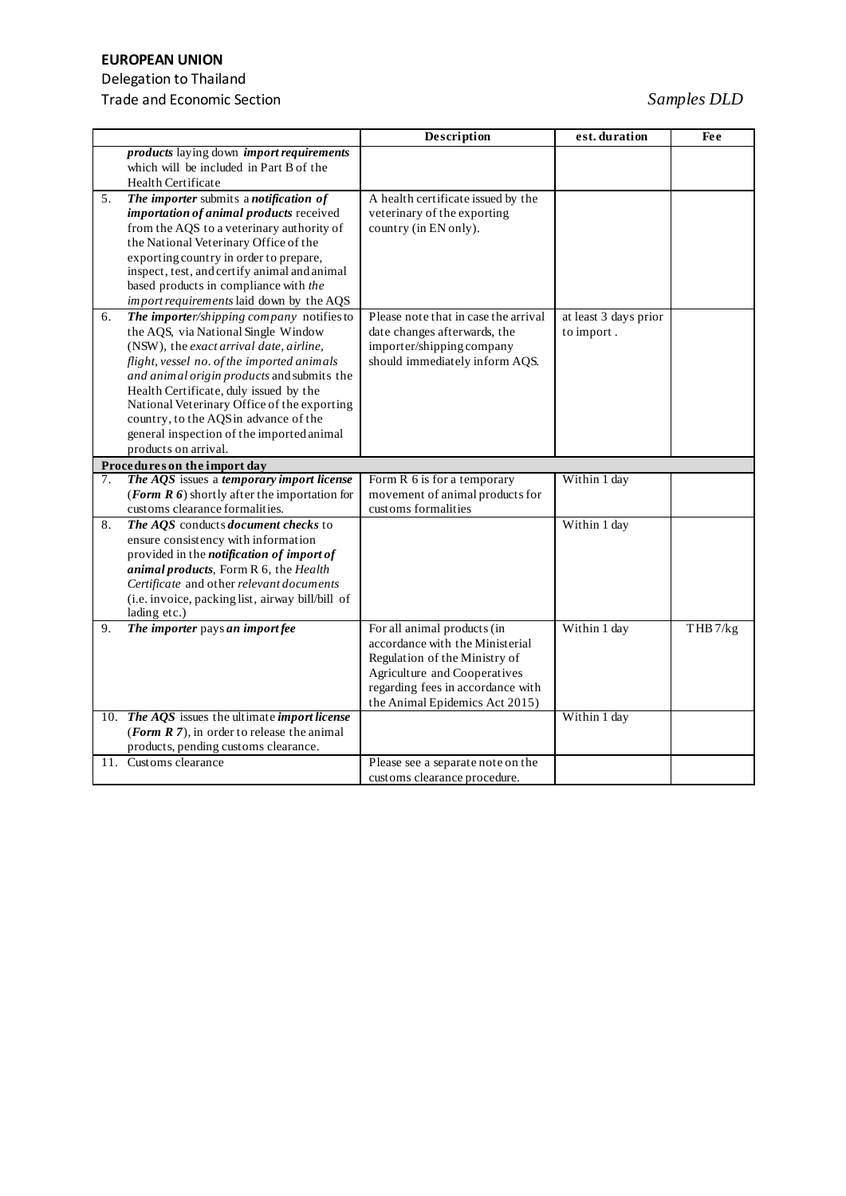**EUROPEAN UNION**
Delegation to Thailand
Trade and Economic Section

*Samples DLD*

| | | Description | est. duration | Fee |
|---|---|---|---|---|
| | ***products*** laying down ***import requirements*** which will be included in Part B of the Health Certificate | | | |
| 5. | ***The importer*** submits a ***notification of importation of animal products*** received from the AQS to a veterinary authority of the National Veterinary Office of the exporting country in order to prepare, inspect, test, and certify animal and animal based products in compliance with *the import requirements* laid down by the AQS | A health certificate issued by the veterinary of the exporting country (in EN only). | | |
| 6. | ***The importer****/shipping company* notifies to the AQS, via National Single Window (NSW), the *exact arrival date, airline, flight, vessel no. of the imported animals and animal origin products* and submits the Health Certificate, duly issued by the National Veterinary Office of the exporting country, to the AQS in advance of the general inspection of the imported animal products on arrival. | Please note that in case the arrival date changes afterwards, the importer/shipping company should immediately inform AQS. | at least 3 days prior to import . | |
| **Procedures on the import day** | | | | |
| 7. | ***The AQS*** issues a ***temporary import license*** (***Form R 6***) shortly after the importation for customs clearance formalities. | Form R 6 is for a temporary movement of animal products for customs formalities | Within 1 day | |
| 8. | ***The AQS*** conducts ***document checks*** to ensure consistency with information provided in the ***notification of import of animal products***, Form R 6, the *Health Certificate* and other *relevant documents* (i.e. invoice, packing list, airway bill/bill of lading etc.) | | Within 1 day | |
| 9. | ***The importer*** pays ***an import fee*** | For all animal products (in accordance with the Ministerial Regulation of the Ministry of Agriculture and Cooperatives regarding fees in accordance with the Animal Epidemics Act 2015) | Within 1 day | THB 7/kg |
| 10. | ***The AQS*** issues the ultimate ***import license*** (***Form R 7***), in order to release the animal products, pending customs clearance. | | Within 1 day | |
| 11. | Customs clearance | Please see a separate note on the customs clearance procedure. | | |